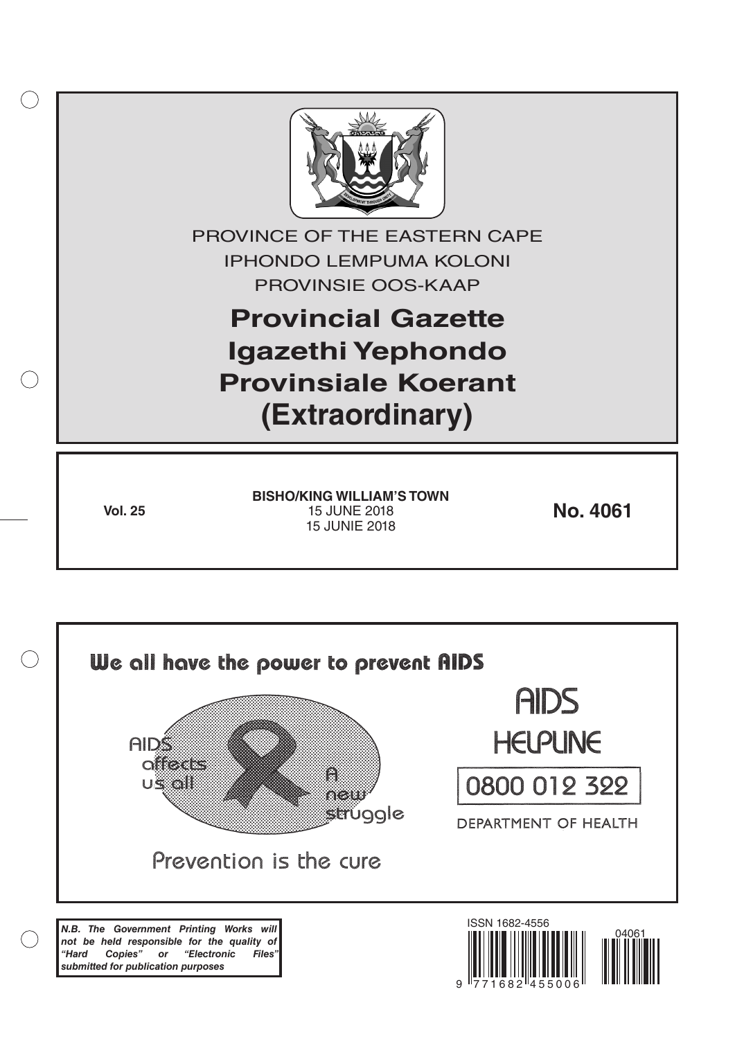PROVINCE OF THE EASTERN CAPE

IPHONDO LEMPUMA KOLONI

PROVINSIE OOS-KAAP

# Provincial Gazette
# Igazethi Yephondo
# Provinsiale Koerant
# (Extraordinary)

**Vol. 25**

**BISHO/KING WILLIAM'S TOWN**
15 JUNE 2018
15 JUNIE 2018

**No. 4061**

We all have the power to prevent AIDS

AIDS affects us all

A new struggle

Prevention is the cure

AIDS HELPLINE

0800 012 322

DEPARTMENT OF HEALTH

***N.B. The Government Printing Works will not be held responsible for the quality of "Hard Copies" or "Electronic Files" submitted for publication purposes***

ISSN 1682-4556

9 771682 455006

04061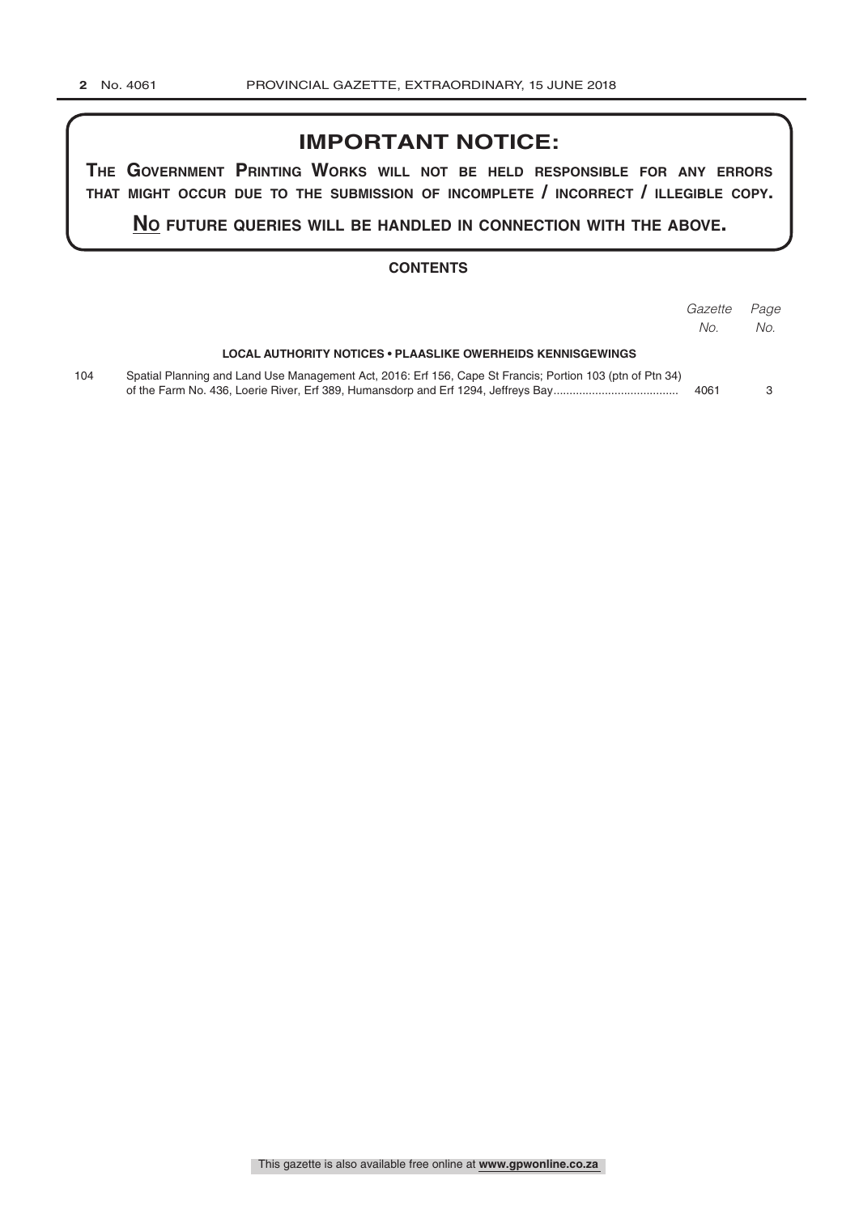# IMPORTANT NOTICE:

**THE GOVERNMENT PRINTING WORKS WILL NOT BE HELD RESPONSIBLE FOR ANY ERRORS THAT MIGHT OCCUR DUE TO THE SUBMISSION OF INCOMPLETE / INCORRECT / ILLEGIBLE COPY.**

**NO FUTURE QUERIES WILL BE HANDLED IN CONNECTION WITH THE ABOVE.**

## CONTENTS

| | | *Gazette No.* | *Page No.* |
|---|---|---|---|
| | **LOCAL AUTHORITY NOTICES • PLAASLIKE OWERHEIDS KENNISGEWINGS** | | |
| 104 | Spatial Planning and Land Use Management Act, 2016: Erf 156, Cape St Francis; Portion 103 (ptn of Ptn 34) of the Farm No. 436, Loerie River, Erf 389, Humansdorp and Erf 1294, Jeffreys Bay ...................................... | 4061 | 3 |

This gazette is also available free online at **www.gpwonline.co.za**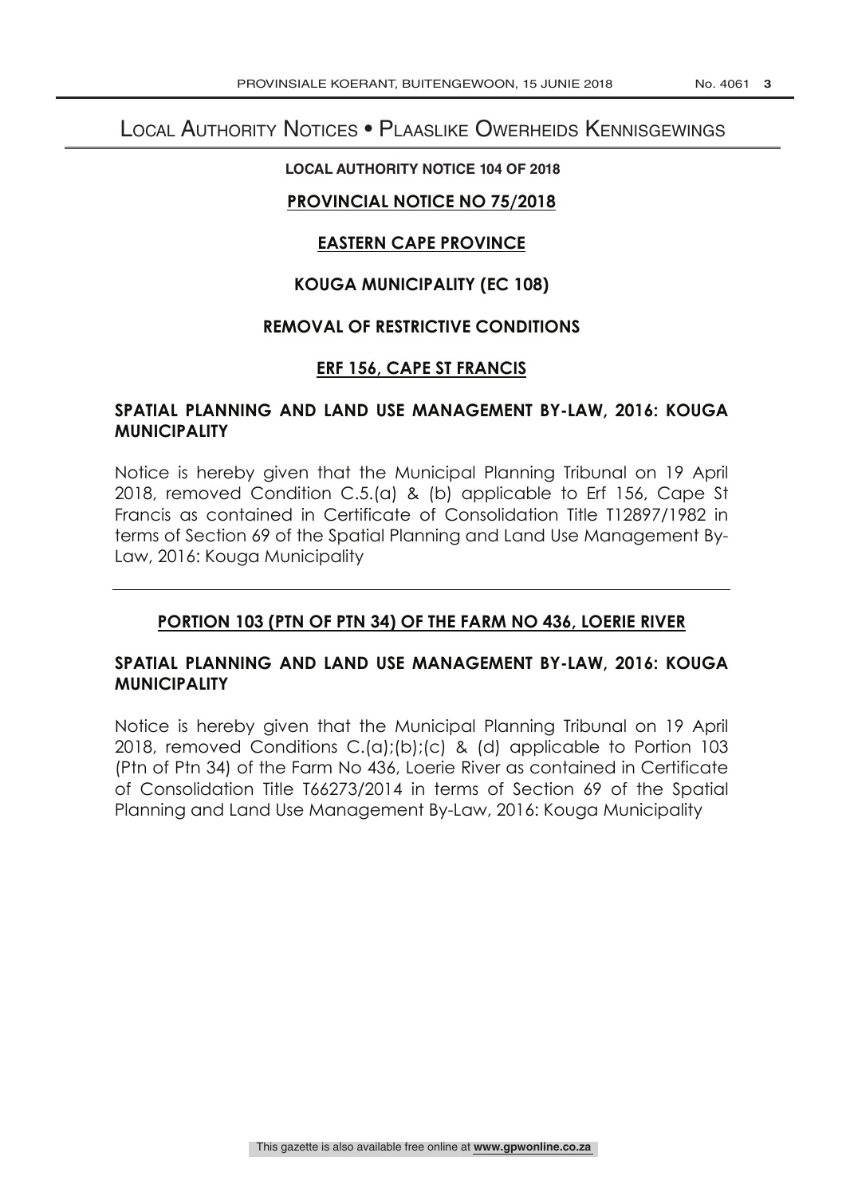# Local Authority Notices • Plaaslike Owerheids Kennisgewings

**LOCAL AUTHORITY NOTICE 104 OF 2018**

## PROVINCIAL NOTICE NO 75/2018

## EASTERN CAPE PROVINCE

## KOUGA MUNICIPALITY (EC 108)

## REMOVAL OF RESTRICTIVE CONDITIONS

## ERF 156, CAPE ST FRANCIS

### SPATIAL PLANNING AND LAND USE MANAGEMENT BY-LAW, 2016: KOUGA MUNICIPALITY

Notice is hereby given that the Municipal Planning Tribunal on 19 April 2018, removed Condition C.5.(a) & (b) applicable to Erf 156, Cape St Francis as contained in Certificate of Consolidation Title T12897/1982 in terms of Section 69 of the Spatial Planning and Land Use Management By-Law, 2016: Kouga Municipality

---

## PORTION 103 (PTN OF PTN 34) OF THE FARM NO 436, LOERIE RIVER

### SPATIAL PLANNING AND LAND USE MANAGEMENT BY-LAW, 2016: KOUGA MUNICIPALITY

Notice is hereby given that the Municipal Planning Tribunal on 19 April 2018, removed Conditions C.(a);(b);(c) & (d) applicable to Portion 103 (Ptn of Ptn 34) of the Farm No 436, Loerie River as contained in Certificate of Consolidation Title T66273/2014 in terms of Section 69 of the Spatial Planning and Land Use Management By-Law, 2016: Kouga Municipality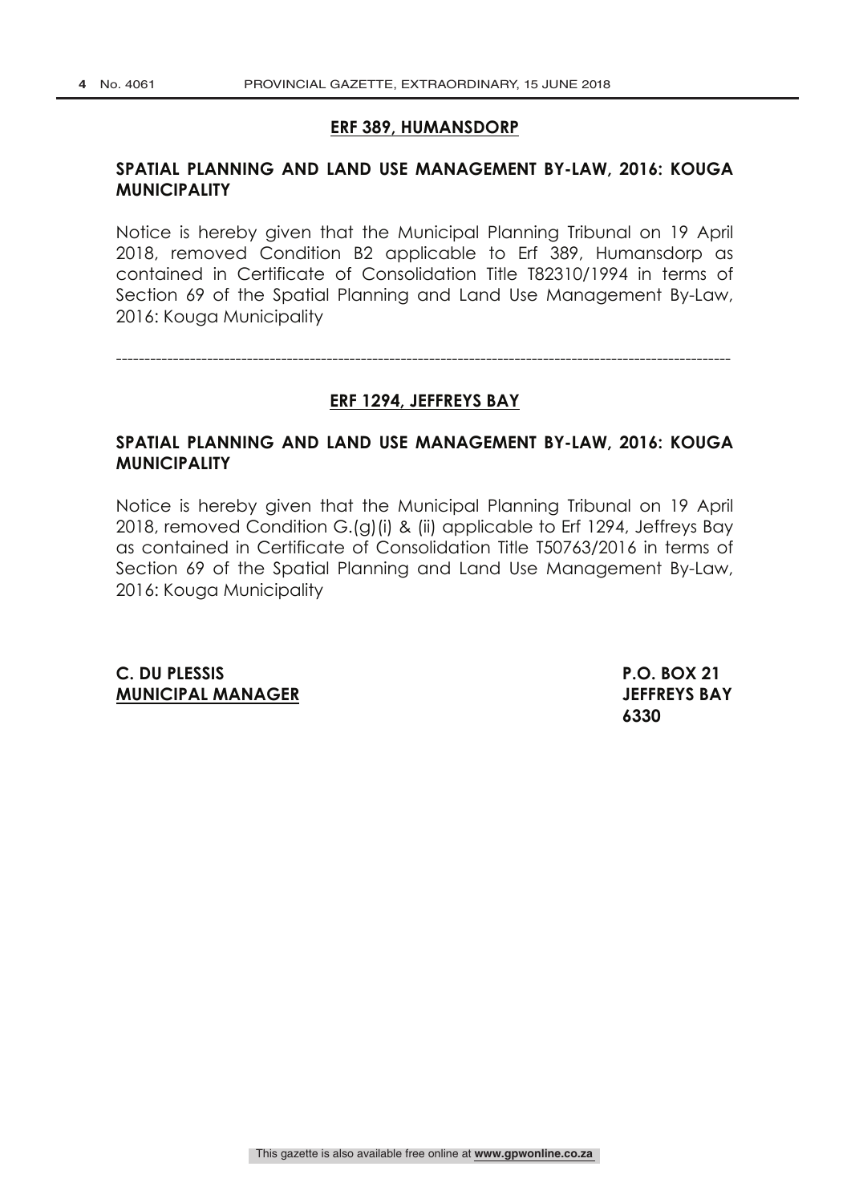## ERF 389, HUMANSDORP

### SPATIAL PLANNING AND LAND USE MANAGEMENT BY-LAW, 2016: KOUGA MUNICIPALITY

Notice is hereby given that the Municipal Planning Tribunal on 19 April 2018, removed Condition B2 applicable to Erf 389, Humansdorp as contained in Certificate of Consolidation Title T82310/1994 in terms of Section 69 of the Spatial Planning and Land Use Management By-Law, 2016: Kouga Municipality

---

## ERF 1294, JEFFREYS BAY

### SPATIAL PLANNING AND LAND USE MANAGEMENT BY-LAW, 2016: KOUGA MUNICIPALITY

Notice is hereby given that the Municipal Planning Tribunal on 19 April 2018, removed Condition G.(g)(i) & (ii) applicable to Erf 1294, Jeffreys Bay as contained in Certificate of Consolidation Title T50763/2016 in terms of Section 69 of the Spatial Planning and Land Use Management By-Law, 2016: Kouga Municipality

**C. DU PLESSIS**
**MUNICIPAL MANAGER**

**P.O. BOX 21**
**JEFFREYS BAY**
**6330**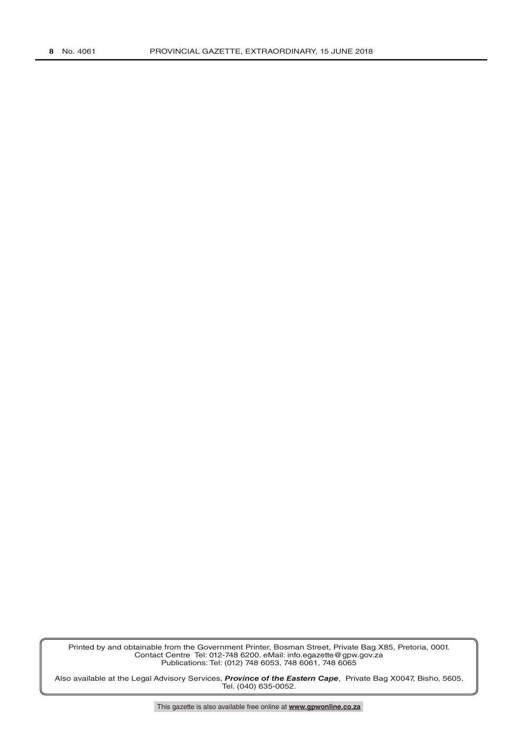Printed by and obtainable from the Government Printer, Bosman Street, Private Bag X85, Pretoria, 0001.
Contact Centre Tel: 012-748 6200. eMail: info.egazette@gpw.gov.za
Publications: Tel: (012) 748 6053, 748 6061, 748 6065

Also available at the Legal Advisory Services, ***Province of the Eastern Cape***, Private Bag X0047, Bisho, 5605.
Tel. (040) 635-0052.

This gazette is also available free online at **www.gpwonline.co.za**